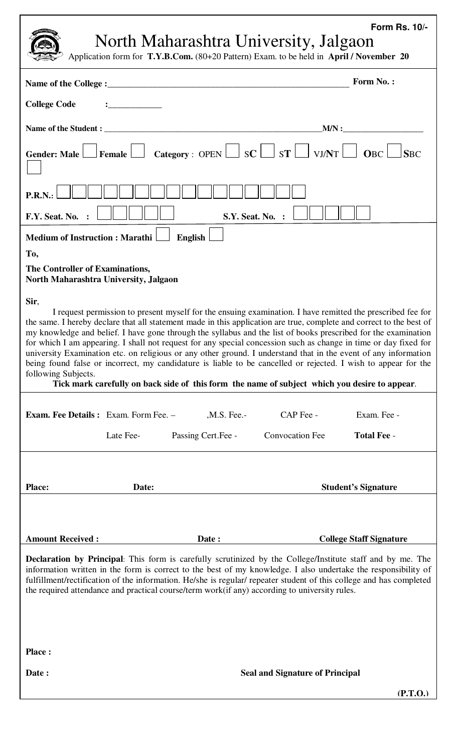**Form Rs. 10/-**

# North Maharashtra University, Jalgaon

Application form for **T.Y.B.Com.** (80+20 Pattern) Exam. to be held in **April / November 20**

**Name of the College :** ______________________________________________ **Form No. :**

**College Code** : ____________

**Name of the Student :** ______________________________________________ **M/N :** __________________

**Gender: Male** ☐ **Female** ☐ **Category** : OPEN ☐ SC ☐ ST ☐ VJ/NT ☐ OBC ☐ SBC ☐

**P.R.N.:** ☐☐☐☐☐☐☐☐☐☐☐☐☐☐☐☐

**F.Y. Seat. No. :** ☐☐☐☐☐ **S.Y. Seat. No. :** ☐☐☐☐☐

**Medium of Instruction : Marathi** ☐ **English** ☐

**To,**

**The Controller of Examinations,**
**North Maharashtra University, Jalgaon**

**Sir**,

I request permission to present myself for the ensuing examination. I have remitted the prescribed fee for the same. I hereby declare that all statement made in this application are true, complete and correct to the best of my knowledge and belief. I have gone through the syllabus and the list of books prescribed for the examination for which I am appearing. I shall not request for any special concession such as change in time or day fixed for university Examination etc. on religious or any other ground. I understand that in the event of any information being found false or incorrect, my candidature is liable to be cancelled or rejected. I wish to appear for the following Subjects.

**Tick mark carefully on back side of this form the name of subject which you desire to appear**.

**Exam. Fee Details :** Exam. Form Fee. – ,M.S. Fee.- CAP Fee - Exam. Fee -

Late Fee- Passing Cert.Fee - Convocation Fee **Total Fee** -

**Place:** **Date:** **Student's Signature**

**Amount Received :** **Date :** **College Staff Signature**

**Declaration by Principal**: This form is carefully scrutinized by the College/Institute staff and by me. The information written in the form is correct to the best of my knowledge. I also undertake the responsibility of fulfillment/rectification of the information. He/she is regular/ repeater student of this college and has completed the required attendance and practical course/term work(if any) according to university rules.

**Place :**

**Date :** **Seal and Signature of Principal**

**(P.T.O.)**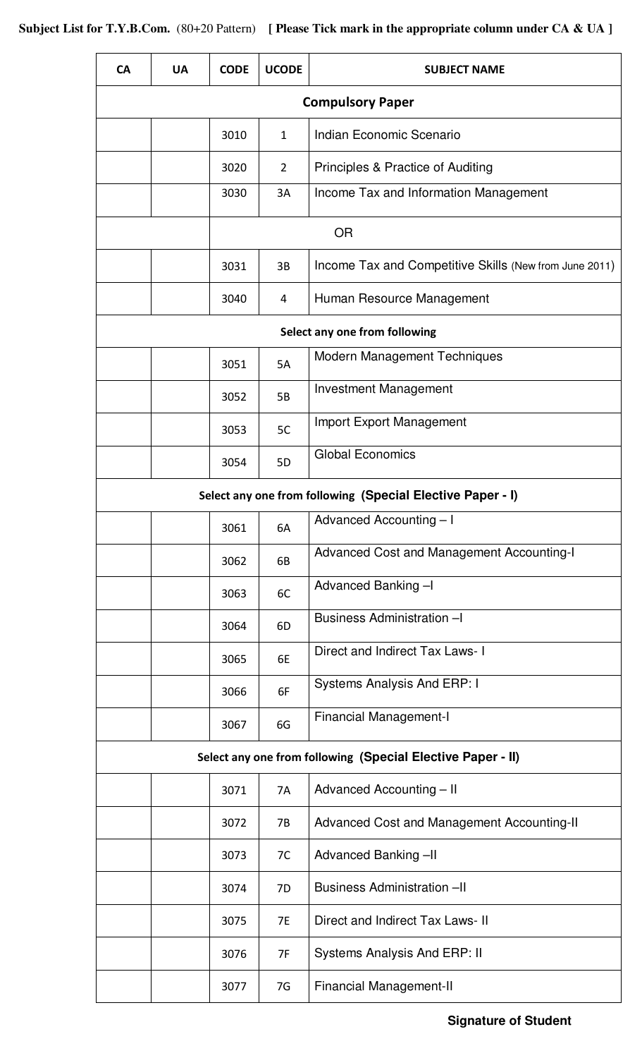**Subject List for T.Y.B.Com.** (80+20 Pattern) **[ Please Tick mark in the appropriate column under CA & UA ]**

| CA | UA | CODE | UCODE | SUBJECT NAME |
|---|---|---|---|---|
| **Compulsory Paper** | | | | |
| | | 3010 | 1 | Indian Economic Scenario |
| | | 3020 | 2 | Principles & Practice of Auditing |
| | | 3030 | 3A | Income Tax and Information Management |
| | | OR | | |
| | | 3031 | 3B | Income Tax and Competitive Skills (New from June 2011) |
| | | 3040 | 4 | Human Resource Management |
| **Select any one from following** | | | | |
| | | 3051 | 5A | Modern Management Techniques |
| | | 3052 | 5B | Investment Management |
| | | 3053 | 5C | Import Export Management |
| | | 3054 | 5D | Global Economics |
| **Select any one from following (Special Elective Paper - I)** | | | | |
| | | 3061 | 6A | Advanced Accounting – I |
| | | 3062 | 6B | Advanced Cost and Management Accounting-I |
| | | 3063 | 6C | Advanced Banking –I |
| | | 3064 | 6D | Business Administration –I |
| | | 3065 | 6E | Direct and Indirect Tax Laws- I |
| | | 3066 | 6F | Systems Analysis And ERP: I |
| | | 3067 | 6G | Financial Management-I |
| **Select any one from following (Special Elective Paper - II)** | | | | |
| | | 3071 | 7A | Advanced Accounting – II |
| | | 3072 | 7B | Advanced Cost and Management Accounting-II |
| | | 3073 | 7C | Advanced Banking –II |
| | | 3074 | 7D | Business Administration –II |
| | | 3075 | 7E | Direct and Indirect Tax Laws- II |
| | | 3076 | 7F | Systems Analysis And ERP: II |
| | | 3077 | 7G | Financial Management-II |

**Signature of Student**